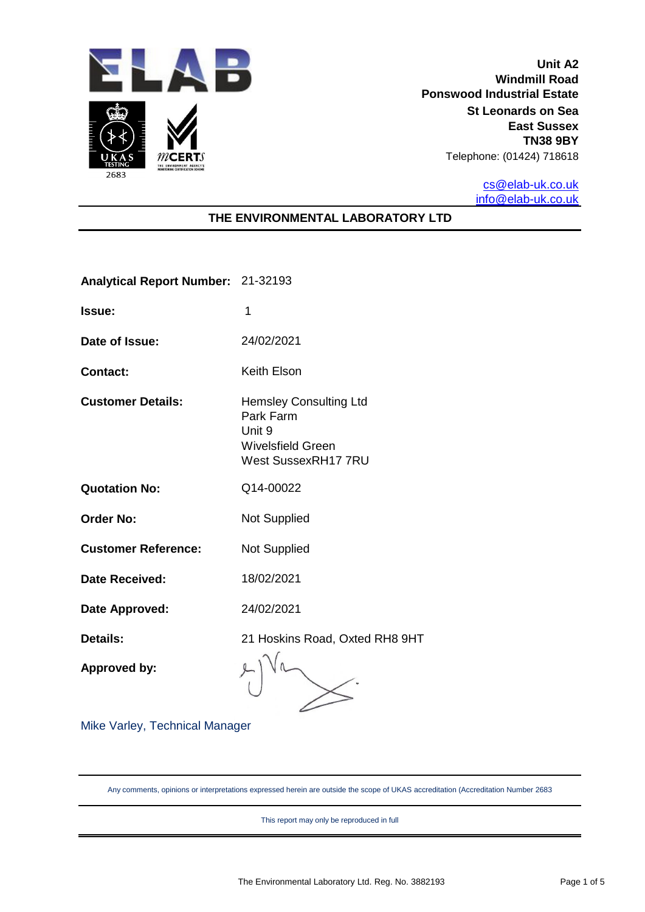**ELAB**

UKAS TESTING 2683

**Unit A2**
**Windmill Road**
**Ponswood Industrial Estate**
**St Leonards on Sea**
**East Sussex**
**TN38 9BY**
Telephone: (01424) 718618

cs@elab-uk.co.uk
info@elab-uk.co.uk

## THE ENVIRONMENTAL LABORATORY LTD

| | |
|---|---|
| **Analytical Report Number:** | 21-32193 |
| **Issue:** | 1 |
| **Date of Issue:** | 24/02/2021 |
| **Contact:** | Keith Elson |
| **Customer Details:** | Hemsley Consulting Ltd<br>Park Farm<br>Unit 9<br>Wivelsfield Green<br>West SussexRH17 7RU |
| **Quotation No:** | Q14-00022 |
| **Order No:** | Not Supplied |
| **Customer Reference:** | Not Supplied |
| **Date Received:** | 18/02/2021 |
| **Date Approved:** | 24/02/2021 |
| **Details:** | 21 Hoskins Road, Oxted RH8 9HT |
| **Approved by:** | |

Mike Varley, Technical Manager

Any comments, opinions or interpretations expressed herein are outside the scope of UKAS accreditation (Accreditation Number 2683

This report may only be reproduced in full

The Environmental Laboratory Ltd. Reg. No. 3882193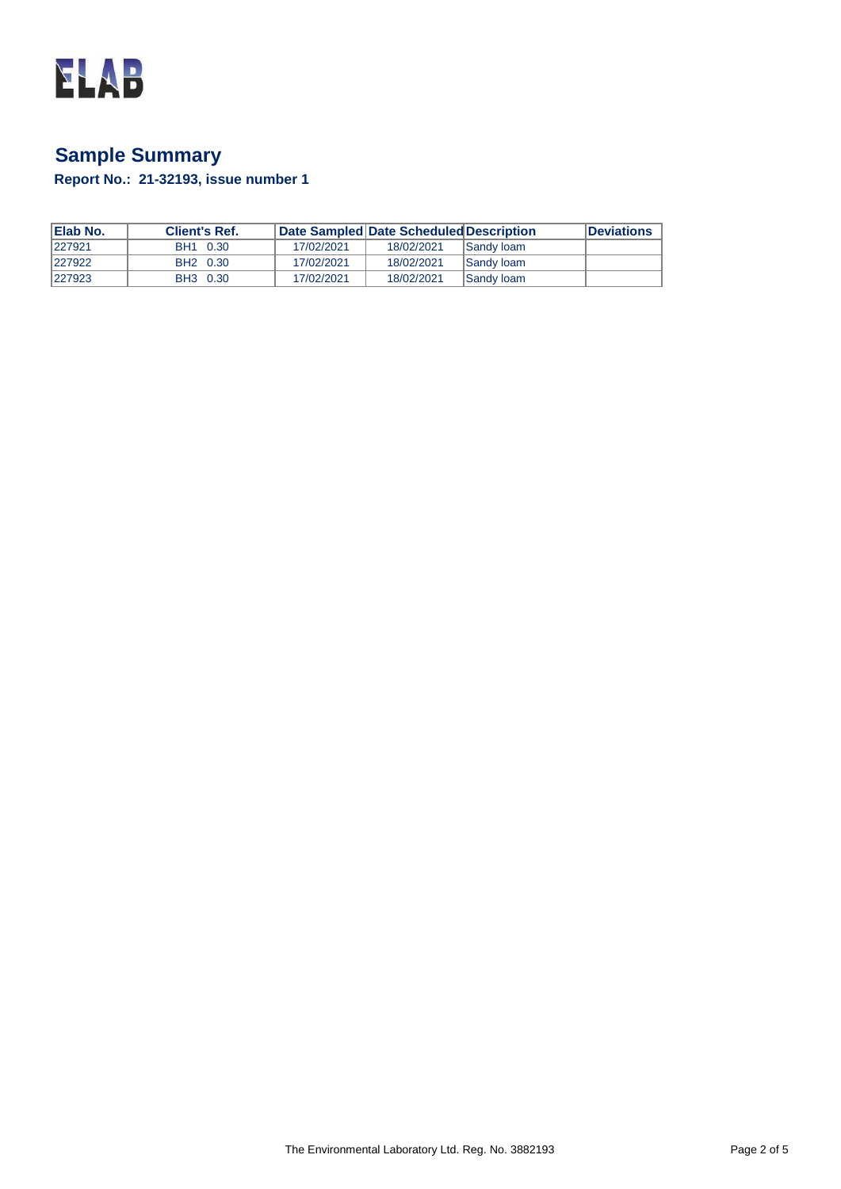ELAB

## Sample Summary

**Report No.: 21-32193, issue number 1**

| Elab No. | Client's Ref. | Date Sampled | Date Scheduled | Description | Deviations |
|---|---|---|---|---|---|
| 227921 | BH1 0.30 | 17/02/2021 | 18/02/2021 | Sandy loam | |
| 227922 | BH2 0.30 | 17/02/2021 | 18/02/2021 | Sandy loam | |
| 227923 | BH3 0.30 | 17/02/2021 | 18/02/2021 | Sandy loam | |

The Environmental Laboratory Ltd. Reg. No. 3882193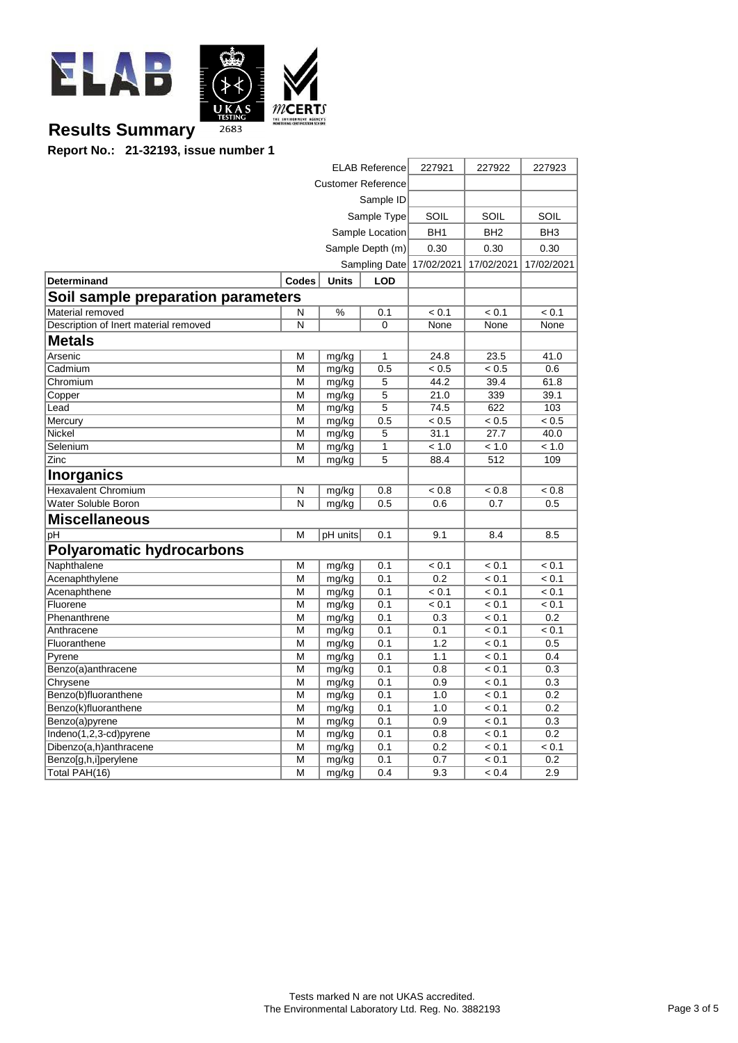## Results Summary

**Report No.: 21-32193, issue number 1**

| Determinand | Codes | Units | LOD | | | |
|---|---|---|---|---|---|---|
| | | | ELAB Reference | 227921 | 227922 | 227923 |
| | | | Customer Reference | | | |
| | | | Sample ID | | | |
| | | | Sample Type | SOIL | SOIL | SOIL |
| | | | Sample Location | BH1 | BH2 | BH3 |
| | | | Sample Depth (m) | 0.30 | 0.30 | 0.30 |
| | | | Sampling Date | 17/02/2021 | 17/02/2021 | 17/02/2021 |
| **Soil sample preparation parameters** | | | | | | |
| Material removed | N | % | 0.1 | < 0.1 | < 0.1 | < 0.1 |
| Description of Inert material removed | N | | 0 | None | None | None |
| **Metals** | | | | | | |
| Arsenic | M | mg/kg | 1 | 24.8 | 23.5 | 41.0 |
| Cadmium | M | mg/kg | 0.5 | < 0.5 | < 0.5 | 0.6 |
| Chromium | M | mg/kg | 5 | 44.2 | 39.4 | 61.8 |
| Copper | M | mg/kg | 5 | 21.0 | 339 | 39.1 |
| Lead | M | mg/kg | 5 | 74.5 | 622 | 103 |
| Mercury | M | mg/kg | 0.5 | < 0.5 | < 0.5 | < 0.5 |
| Nickel | M | mg/kg | 5 | 31.1 | 27.7 | 40.0 |
| Selenium | M | mg/kg | 1 | < 1.0 | < 1.0 | < 1.0 |
| Zinc | M | mg/kg | 5 | 88.4 | 512 | 109 |
| **Inorganics** | | | | | | |
| Hexavalent Chromium | N | mg/kg | 0.8 | < 0.8 | < 0.8 | < 0.8 |
| Water Soluble Boron | N | mg/kg | 0.5 | 0.6 | 0.7 | 0.5 |
| **Miscellaneous** | | | | | | |
| pH | M | pH units | 0.1 | 9.1 | 8.4 | 8.5 |
| **Polyaromatic hydrocarbons** | | | | | | |
| Naphthalene | M | mg/kg | 0.1 | < 0.1 | < 0.1 | < 0.1 |
| Acenaphthylene | M | mg/kg | 0.1 | 0.2 | < 0.1 | < 0.1 |
| Acenaphthene | M | mg/kg | 0.1 | < 0.1 | < 0.1 | < 0.1 |
| Fluorene | M | mg/kg | 0.1 | < 0.1 | < 0.1 | < 0.1 |
| Phenanthrene | M | mg/kg | 0.1 | 0.3 | < 0.1 | 0.2 |
| Anthracene | M | mg/kg | 0.1 | 0.1 | < 0.1 | < 0.1 |
| Fluoranthene | M | mg/kg | 0.1 | 1.2 | < 0.1 | 0.5 |
| Pyrene | M | mg/kg | 0.1 | 1.1 | < 0.1 | 0.4 |
| Benzo(a)anthracene | M | mg/kg | 0.1 | 0.8 | < 0.1 | 0.3 |
| Chrysene | M | mg/kg | 0.1 | 0.9 | < 0.1 | 0.3 |
| Benzo(b)fluoranthene | M | mg/kg | 0.1 | 1.0 | < 0.1 | 0.2 |
| Benzo(k)fluoranthene | M | mg/kg | 0.1 | 1.0 | < 0.1 | 0.2 |
| Benzo(a)pyrene | M | mg/kg | 0.1 | 0.9 | < 0.1 | 0.3 |
| Indeno(1,2,3-cd)pyrene | M | mg/kg | 0.1 | 0.8 | < 0.1 | 0.2 |
| Dibenzo(a,h)anthracene | M | mg/kg | 0.1 | 0.2 | < 0.1 | < 0.1 |
| Benzo[g,h,i]perylene | M | mg/kg | 0.1 | 0.7 | < 0.1 | 0.2 |
| Total PAH(16) | M | mg/kg | 0.4 | 9.3 | < 0.4 | 2.9 |

Tests marked N are not UKAS accredited.
The Environmental Laboratory Ltd. Reg. No. 3882193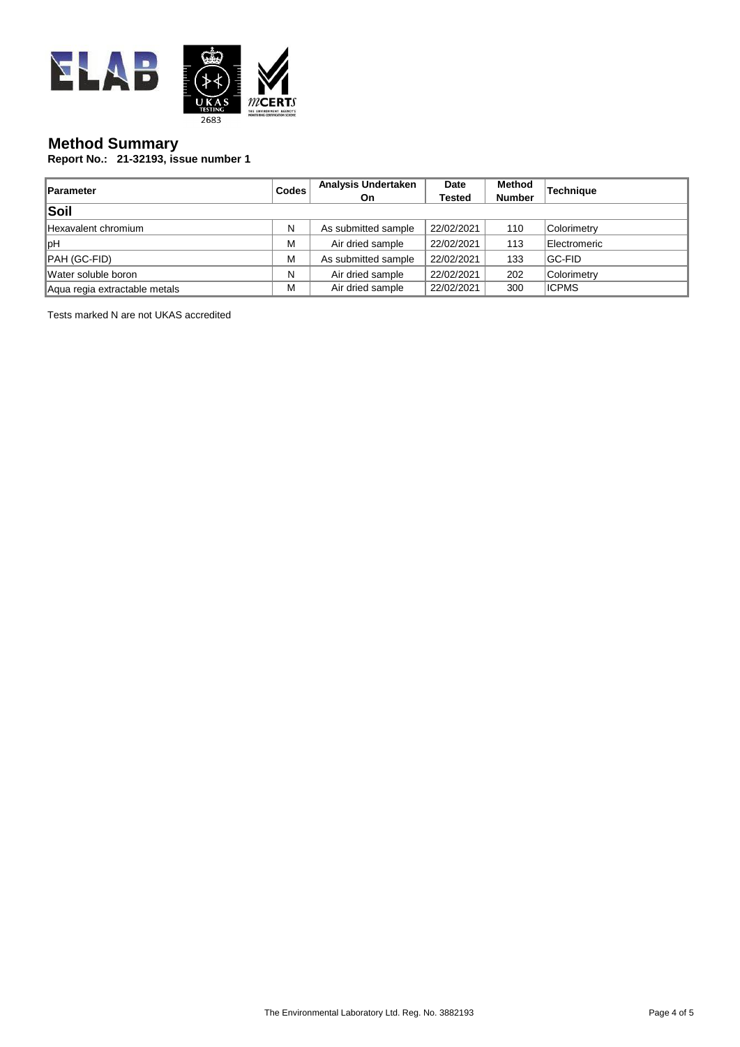## Method Summary

**Report No.: 21-32193, issue number 1**

| Parameter | Codes | Analysis Undertaken On | Date Tested | Method Number | Technique |
|---|---|---|---|---|---|
| **Soil** | | | | | |
| Hexavalent chromium | N | As submitted sample | 22/02/2021 | 110 | Colorimetry |
| pH | M | Air dried sample | 22/02/2021 | 113 | Electromeric |
| PAH (GC-FID) | M | As submitted sample | 22/02/2021 | 133 | GC-FID |
| Water soluble boron | N | Air dried sample | 22/02/2021 | 202 | Colorimetry |
| Aqua regia extractable metals | M | Air dried sample | 22/02/2021 | 300 | ICPMS |

Tests marked N are not UKAS accredited

The Environmental Laboratory Ltd. Reg. No. 3882193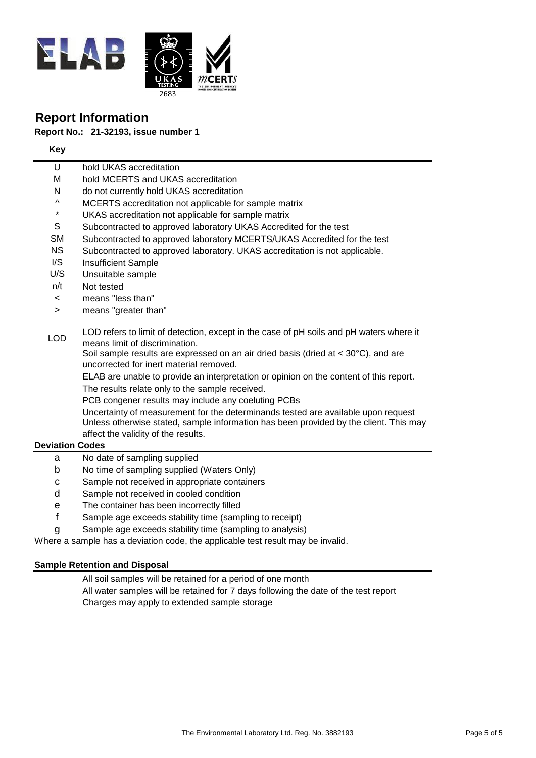## Report Information

**Report No.: 21-32193, issue number 1**

**Key**

| | |
|---|---|
| U | hold UKAS accreditation |
| M | hold MCERTS and UKAS accreditation |
| N | do not currently hold UKAS accreditation |
| ^ | MCERTS accreditation not applicable for sample matrix |
| * | UKAS accreditation not applicable for sample matrix |
| S | Subcontracted to approved laboratory UKAS Accredited for the test |
| SM | Subcontracted to approved laboratory MCERTS/UKAS Accredited for the test |
| NS | Subcontracted to approved laboratory. UKAS accreditation is not applicable. |
| I/S | Insufficient Sample |
| U/S | Unsuitable sample |
| n/t | Not tested |
| < | means "less than" |
| > | means "greater than" |
| LOD | LOD refers to limit of detection, except in the case of pH soils and pH waters where it means limit of discrimination. |

Soil sample results are expressed on an air dried basis (dried at < 30°C), and are uncorrected for inert material removed.

ELAB are unable to provide an interpretation or opinion on the content of this report.

The results relate only to the sample received.

PCB congener results may include any coeluting PCBs

Uncertainty of measurement for the determinands tested are available upon request

Unless otherwise stated, sample information has been provided by the client. This may affect the validity of the results.

**Deviation Codes**

| | |
|---|---|
| a | No date of sampling supplied |
| b | No time of sampling supplied (Waters Only) |
| c | Sample not received in appropriate containers |
| d | Sample not received in cooled condition |
| e | The container has been incorrectly filled |
| f | Sample age exceeds stability time (sampling to receipt) |
| g | Sample age exceeds stability time (sampling to analysis) |

Where a sample has a deviation code, the applicable test result may be invalid.

**Sample Retention and Disposal**

All soil samples will be retained for a period of one month

All water samples will be retained for 7 days following the date of the test report

Charges may apply to extended sample storage

The Environmental Laboratory Ltd. Reg. No. 3882193